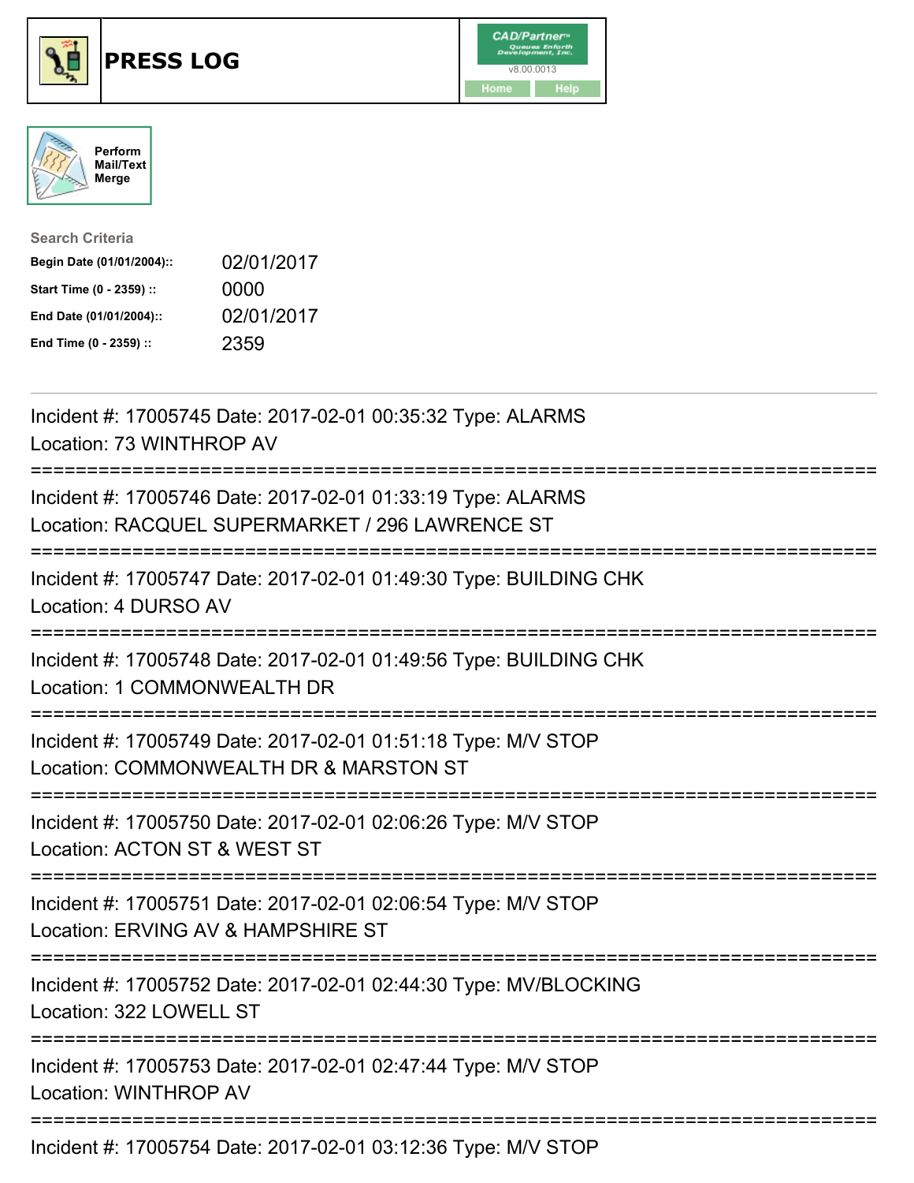# PRESS LOG

CAD/Partner™ v8.00.0013

Home | Help

Perform Mail/Text Merge

**Search Criteria**

| | |
|---|---|
| **Begin Date (01/01/2004)::** | 02/01/2017 |
| **Start Time (0 - 2359) ::** | 0000 |
| **End Date (01/01/2004)::** | 02/01/2017 |
| **End Time (0 - 2359) ::** | 2359 |

---

Incident #: 17005745 Date: 2017-02-01 00:35:32 Type: ALARMS
Location: 73 WINTHROP AV

===========================================================================

Incident #: 17005746 Date: 2017-02-01 01:33:19 Type: ALARMS
Location: RACQUEL SUPERMARKET / 296 LAWRENCE ST

===========================================================================

Incident #: 17005747 Date: 2017-02-01 01:49:30 Type: BUILDING CHK
Location: 4 DURSO AV

===========================================================================

Incident #: 17005748 Date: 2017-02-01 01:49:56 Type: BUILDING CHK
Location: 1 COMMONWEALTH DR

===========================================================================

Incident #: 17005749 Date: 2017-02-01 01:51:18 Type: M/V STOP
Location: COMMONWEALTH DR & MARSTON ST

===========================================================================

Incident #: 17005750 Date: 2017-02-01 02:06:26 Type: M/V STOP
Location: ACTON ST & WEST ST

===========================================================================

Incident #: 17005751 Date: 2017-02-01 02:06:54 Type: M/V STOP
Location: ERVING AV & HAMPSHIRE ST

===========================================================================

Incident #: 17005752 Date: 2017-02-01 02:44:30 Type: MV/BLOCKING
Location: 322 LOWELL ST

===========================================================================

Incident #: 17005753 Date: 2017-02-01 02:47:44 Type: M/V STOP
Location: WINTHROP AV

===========================================================================

Incident #: 17005754 Date: 2017-02-01 03:12:36 Type: M/V STOP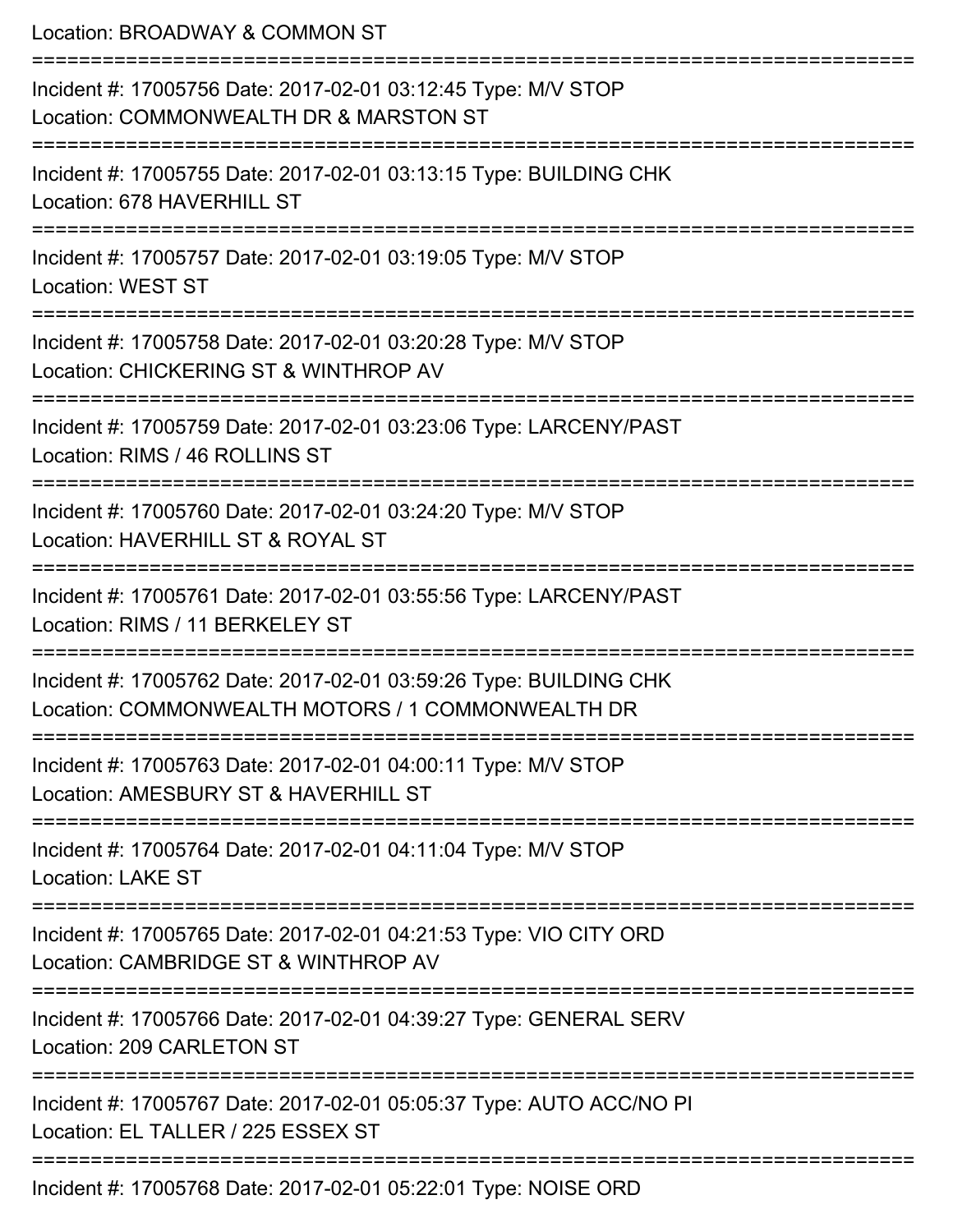Location: BROADWAY & COMMON ST

===========================================================================

Incident #: 17005756 Date: 2017-02-01 03:12:45 Type: M/V STOP

Location: COMMONWEALTH DR & MARSTON ST

===========================================================================

Incident #: 17005755 Date: 2017-02-01 03:13:15 Type: BUILDING CHK

Location: 678 HAVERHILL ST

===========================================================================

Incident #: 17005757 Date: 2017-02-01 03:19:05 Type: M/V STOP

Location: WEST ST

===========================================================================

Incident #: 17005758 Date: 2017-02-01 03:20:28 Type: M/V STOP

Location: CHICKERING ST & WINTHROP AV

===========================================================================

Incident #: 17005759 Date: 2017-02-01 03:23:06 Type: LARCENY/PAST

Location: RIMS / 46 ROLLINS ST

===========================================================================

Incident #: 17005760 Date: 2017-02-01 03:24:20 Type: M/V STOP

Location: HAVERHILL ST & ROYAL ST

===========================================================================

Incident #: 17005761 Date: 2017-02-01 03:55:56 Type: LARCENY/PAST

Location: RIMS / 11 BERKELEY ST

===========================================================================

Incident #: 17005762 Date: 2017-02-01 03:59:26 Type: BUILDING CHK

Location: COMMONWEALTH MOTORS / 1 COMMONWEALTH DR

===========================================================================

Incident #: 17005763 Date: 2017-02-01 04:00:11 Type: M/V STOP

Location: AMESBURY ST & HAVERHILL ST

===========================================================================

Incident #: 17005764 Date: 2017-02-01 04:11:04 Type: M/V STOP

Location: LAKE ST

===========================================================================

Incident #: 17005765 Date: 2017-02-01 04:21:53 Type: VIO CITY ORD

Location: CAMBRIDGE ST & WINTHROP AV

===========================================================================

Incident #: 17005766 Date: 2017-02-01 04:39:27 Type: GENERAL SERV

Location: 209 CARLETON ST

===========================================================================

Incident #: 17005767 Date: 2017-02-01 05:05:37 Type: AUTO ACC/NO PI

Location: EL TALLER / 225 ESSEX ST

===========================================================================

Incident #: 17005768 Date: 2017-02-01 05:22:01 Type: NOISE ORD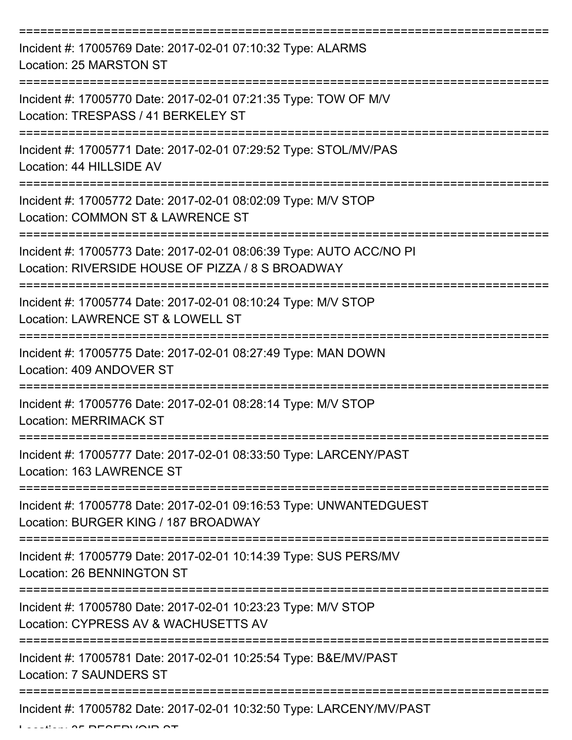===========================================================================
Incident #: 17005769 Date: 2017-02-01 07:10:32 Type: ALARMS
Location: 25 MARSTON ST
===========================================================================
Incident #: 17005770 Date: 2017-02-01 07:21:35 Type: TOW OF M/V
Location: TRESPASS / 41 BERKELEY ST
===========================================================================
Incident #: 17005771 Date: 2017-02-01 07:29:52 Type: STOL/MV/PAS
Location: 44 HILLSIDE AV
===========================================================================
Incident #: 17005772 Date: 2017-02-01 08:02:09 Type: M/V STOP
Location: COMMON ST & LAWRENCE ST
===========================================================================
Incident #: 17005773 Date: 2017-02-01 08:06:39 Type: AUTO ACC/NO PI
Location: RIVERSIDE HOUSE OF PIZZA / 8 S BROADWAY
===========================================================================
Incident #: 17005774 Date: 2017-02-01 08:10:24 Type: M/V STOP
Location: LAWRENCE ST & LOWELL ST
===========================================================================
Incident #: 17005775 Date: 2017-02-01 08:27:49 Type: MAN DOWN
Location: 409 ANDOVER ST
===========================================================================
Incident #: 17005776 Date: 2017-02-01 08:28:14 Type: M/V STOP
Location: MERRIMACK ST
===========================================================================
Incident #: 17005777 Date: 2017-02-01 08:33:50 Type: LARCENY/PAST
Location: 163 LAWRENCE ST
===========================================================================
Incident #: 17005778 Date: 2017-02-01 09:16:53 Type: UNWANTEDGUEST
Location: BURGER KING / 187 BROADWAY
===========================================================================
Incident #: 17005779 Date: 2017-02-01 10:14:39 Type: SUS PERS/MV
Location: 26 BENNINGTON ST
===========================================================================
Incident #: 17005780 Date: 2017-02-01 10:23:23 Type: M/V STOP
Location: CYPRESS AV & WACHUSETTS AV
===========================================================================
Incident #: 17005781 Date: 2017-02-01 10:25:54 Type: B&E/MV/PAST
Location: 7 SAUNDERS ST
===========================================================================
Incident #: 17005782 Date: 2017-02-01 10:32:50 Type: LARCENY/MV/PAST
Location: 35 RESERVOIR ST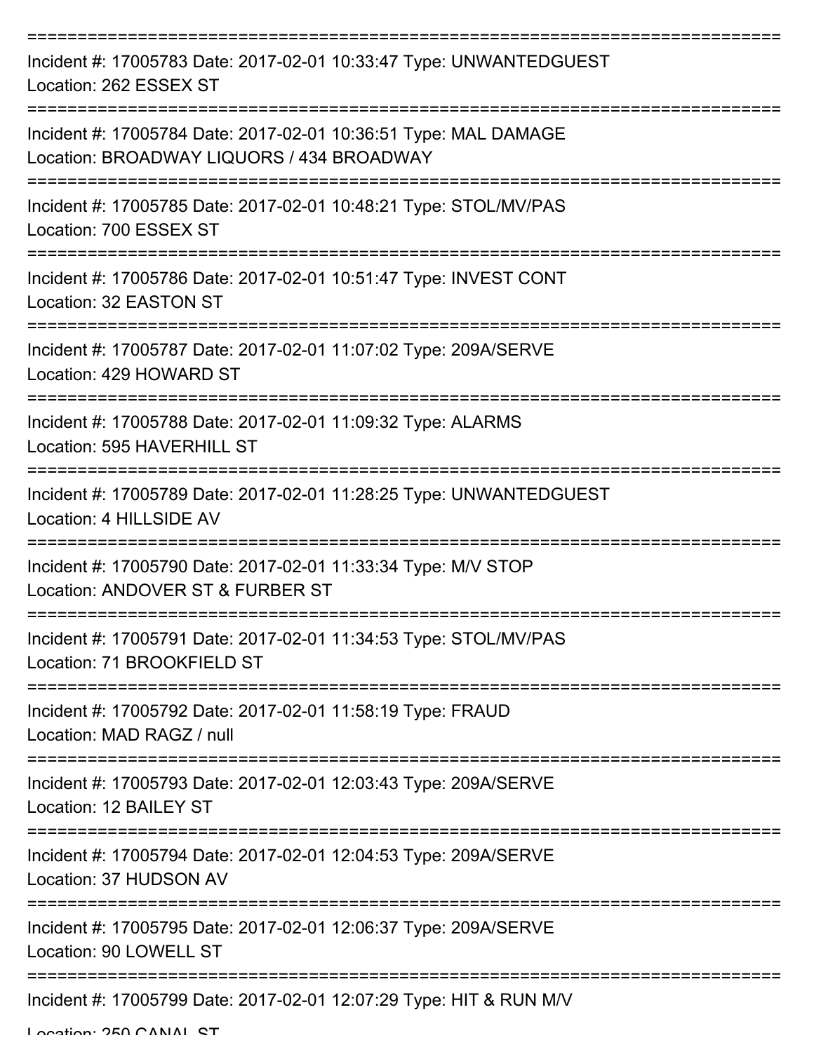===========================================================================
Incident #: 17005783 Date: 2017-02-01 10:33:47 Type: UNWANTEDGUEST
Location: 262 ESSEX ST
===========================================================================
Incident #: 17005784 Date: 2017-02-01 10:36:51 Type: MAL DAMAGE
Location: BROADWAY LIQUORS / 434 BROADWAY
===========================================================================
Incident #: 17005785 Date: 2017-02-01 10:48:21 Type: STOL/MV/PAS
Location: 700 ESSEX ST
===========================================================================
Incident #: 17005786 Date: 2017-02-01 10:51:47 Type: INVEST CONT
Location: 32 EASTON ST
===========================================================================
Incident #: 17005787 Date: 2017-02-01 11:07:02 Type: 209A/SERVE
Location: 429 HOWARD ST
===========================================================================
Incident #: 17005788 Date: 2017-02-01 11:09:32 Type: ALARMS
Location: 595 HAVERHILL ST
===========================================================================
Incident #: 17005789 Date: 2017-02-01 11:28:25 Type: UNWANTEDGUEST
Location: 4 HILLSIDE AV
===========================================================================
Incident #: 17005790 Date: 2017-02-01 11:33:34 Type: M/V STOP
Location: ANDOVER ST & FURBER ST
===========================================================================
Incident #: 17005791 Date: 2017-02-01 11:34:53 Type: STOL/MV/PAS
Location: 71 BROOKFIELD ST
===========================================================================
Incident #: 17005792 Date: 2017-02-01 11:58:19 Type: FRAUD
Location: MAD RAGZ / null
===========================================================================
Incident #: 17005793 Date: 2017-02-01 12:03:43 Type: 209A/SERVE
Location: 12 BAILEY ST
===========================================================================
Incident #: 17005794 Date: 2017-02-01 12:04:53 Type: 209A/SERVE
Location: 37 HUDSON AV
===========================================================================
Incident #: 17005795 Date: 2017-02-01 12:06:37 Type: 209A/SERVE
Location: 90 LOWELL ST
===========================================================================
Incident #: 17005799 Date: 2017-02-01 12:07:29 Type: HIT & RUN M/V
Location: 250 CANAL ST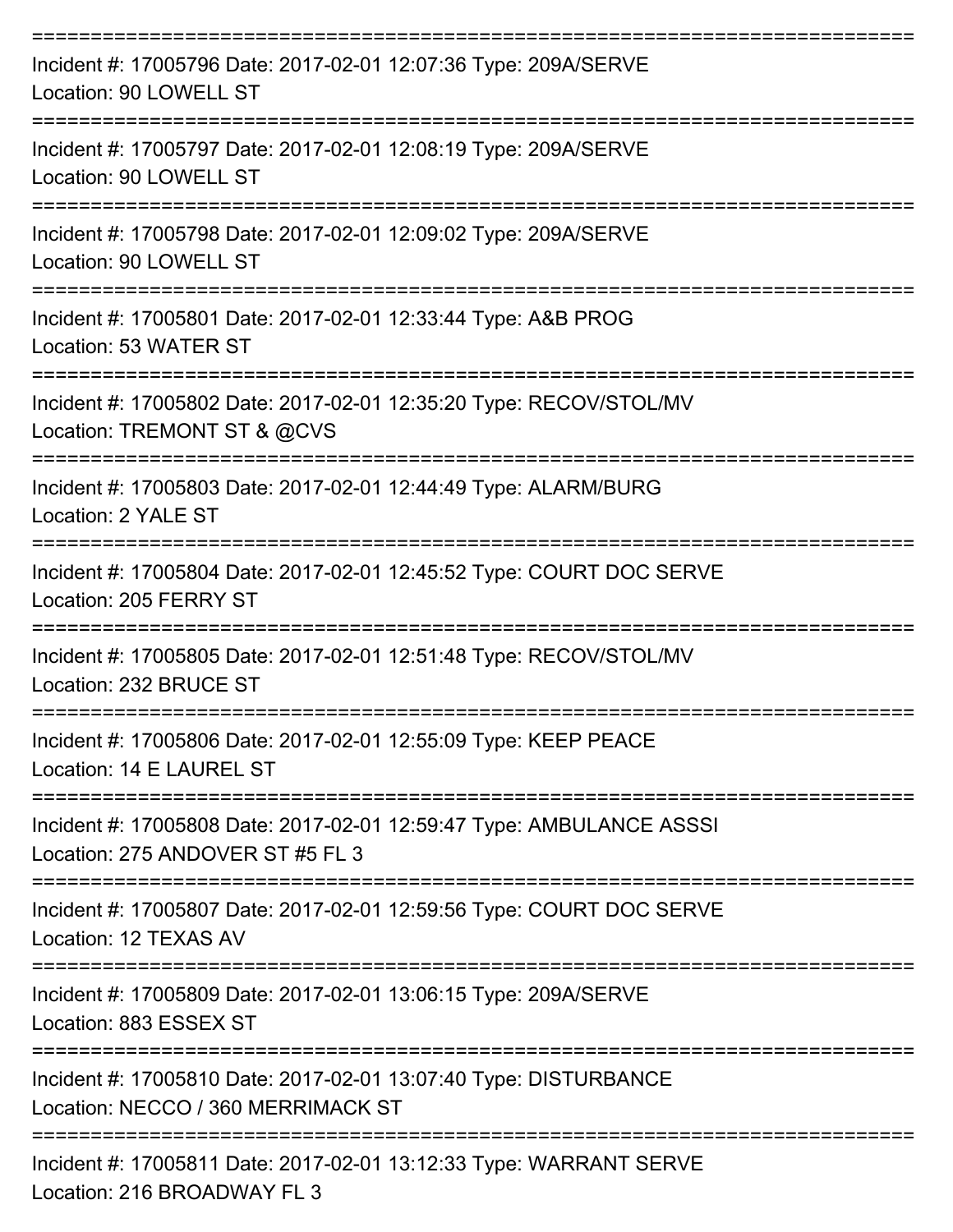Incident #: 17005796 Date: 2017-02-01 12:07:36 Type: 209A/SERVE
Location: 90 LOWELL ST

---

Incident #: 17005797 Date: 2017-02-01 12:08:19 Type: 209A/SERVE
Location: 90 LOWELL ST

---

Incident #: 17005798 Date: 2017-02-01 12:09:02 Type: 209A/SERVE
Location: 90 LOWELL ST

---

Incident #: 17005801 Date: 2017-02-01 12:33:44 Type: A&B PROG
Location: 53 WATER ST

---

Incident #: 17005802 Date: 2017-02-01 12:35:20 Type: RECOV/STOL/MV
Location: TREMONT ST & @CVS

---

Incident #: 17005803 Date: 2017-02-01 12:44:49 Type: ALARM/BURG
Location: 2 YALE ST

---

Incident #: 17005804 Date: 2017-02-01 12:45:52 Type: COURT DOC SERVE
Location: 205 FERRY ST

---

Incident #: 17005805 Date: 2017-02-01 12:51:48 Type: RECOV/STOL/MV
Location: 232 BRUCE ST

---

Incident #: 17005806 Date: 2017-02-01 12:55:09 Type: KEEP PEACE
Location: 14 E LAUREL ST

---

Incident #: 17005808 Date: 2017-02-01 12:59:47 Type: AMBULANCE ASSSI
Location: 275 ANDOVER ST #5 FL 3

---

Incident #: 17005807 Date: 2017-02-01 12:59:56 Type: COURT DOC SERVE
Location: 12 TEXAS AV

---

Incident #: 17005809 Date: 2017-02-01 13:06:15 Type: 209A/SERVE
Location: 883 ESSEX ST

---

Incident #: 17005810 Date: 2017-02-01 13:07:40 Type: DISTURBANCE
Location: NECCO / 360 MERRIMACK ST

---

Incident #: 17005811 Date: 2017-02-01 13:12:33 Type: WARRANT SERVE
Location: 216 BROADWAY FL 3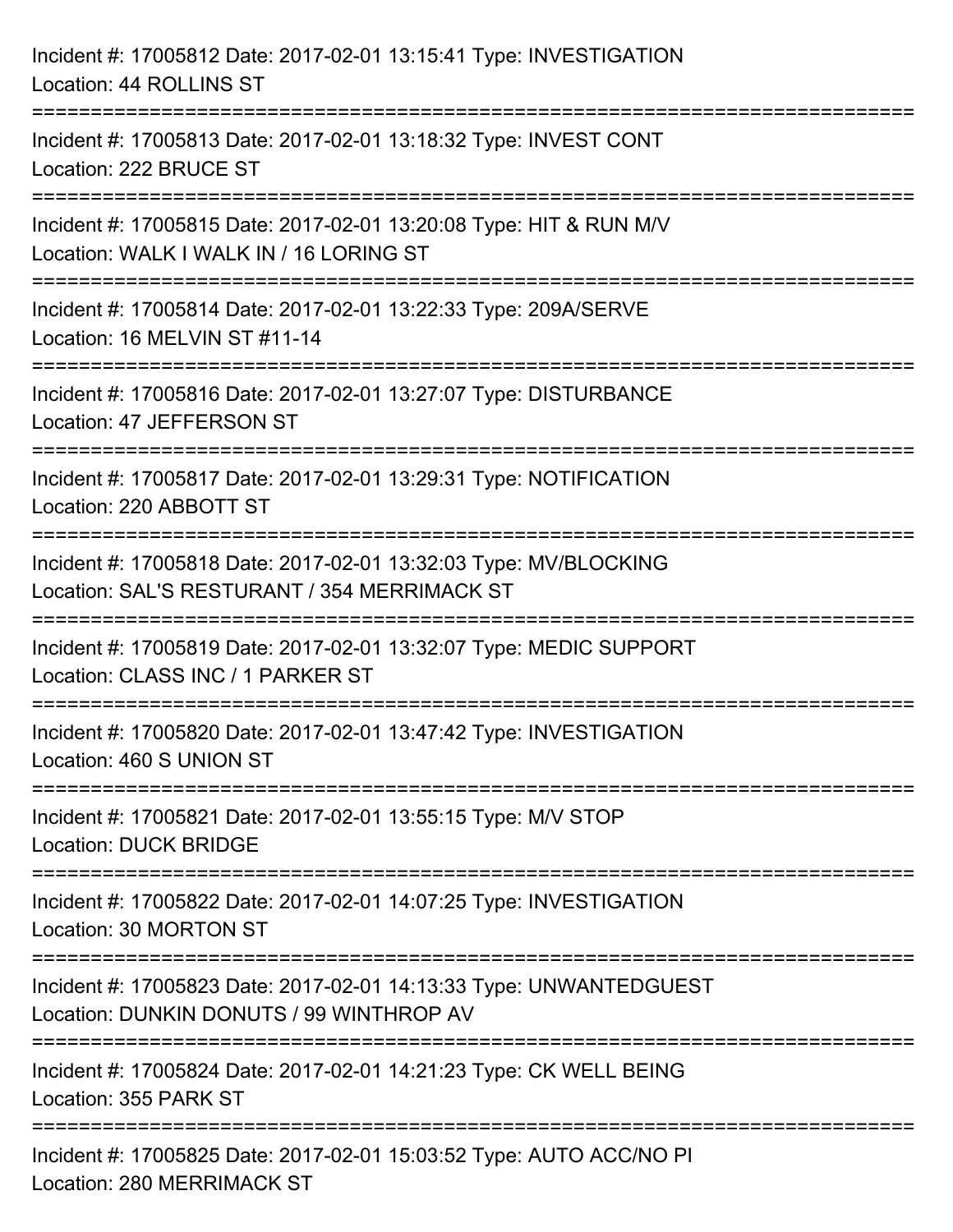Incident #: 17005812 Date: 2017-02-01 13:15:41 Type: INVESTIGATION
Location: 44 ROLLINS ST

===========================================================================

Incident #: 17005813 Date: 2017-02-01 13:18:32 Type: INVEST CONT
Location: 222 BRUCE ST

===========================================================================

Incident #: 17005815 Date: 2017-02-01 13:20:08 Type: HIT & RUN M/V
Location: WALK I WALK IN / 16 LORING ST

===========================================================================

Incident #: 17005814 Date: 2017-02-01 13:22:33 Type: 209A/SERVE
Location: 16 MELVIN ST #11-14

===========================================================================

Incident #: 17005816 Date: 2017-02-01 13:27:07 Type: DISTURBANCE
Location: 47 JEFFERSON ST

===========================================================================

Incident #: 17005817 Date: 2017-02-01 13:29:31 Type: NOTIFICATION
Location: 220 ABBOTT ST

===========================================================================

Incident #: 17005818 Date: 2017-02-01 13:32:03 Type: MV/BLOCKING
Location: SAL'S RESTURANT / 354 MERRIMACK ST

===========================================================================

Incident #: 17005819 Date: 2017-02-01 13:32:07 Type: MEDIC SUPPORT
Location: CLASS INC / 1 PARKER ST

===========================================================================

Incident #: 17005820 Date: 2017-02-01 13:47:42 Type: INVESTIGATION
Location: 460 S UNION ST

===========================================================================

Incident #: 17005821 Date: 2017-02-01 13:55:15 Type: M/V STOP
Location: DUCK BRIDGE

===========================================================================

Incident #: 17005822 Date: 2017-02-01 14:07:25 Type: INVESTIGATION
Location: 30 MORTON ST

===========================================================================

Incident #: 17005823 Date: 2017-02-01 14:13:33 Type: UNWANTEDGUEST
Location: DUNKIN DONUTS / 99 WINTHROP AV

===========================================================================

Incident #: 17005824 Date: 2017-02-01 14:21:23 Type: CK WELL BEING
Location: 355 PARK ST

===========================================================================

Incident #: 17005825 Date: 2017-02-01 15:03:52 Type: AUTO ACC/NO PI
Location: 280 MERRIMACK ST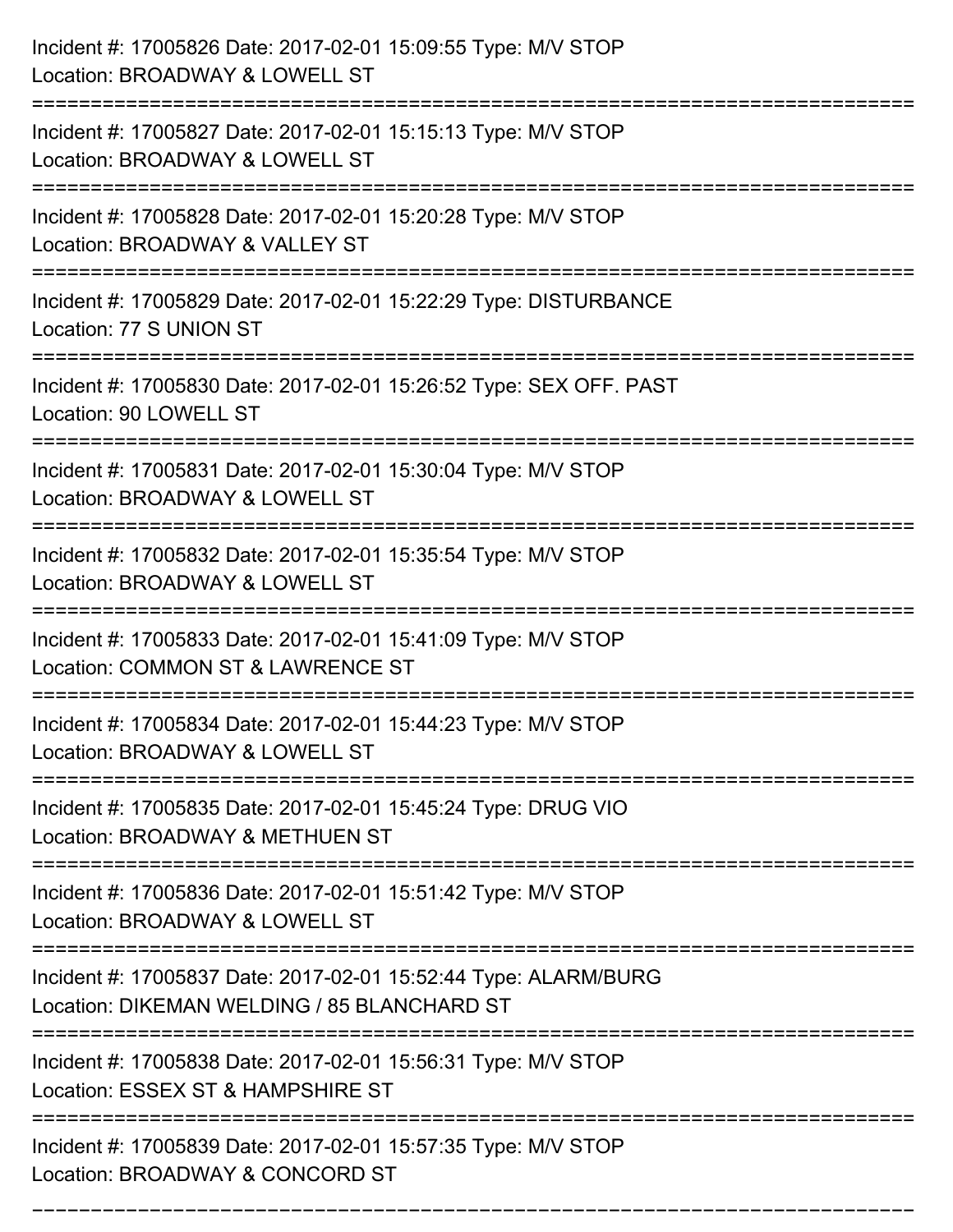Incident #: 17005826 Date: 2017-02-01 15:09:55 Type: M/V STOP
Location: BROADWAY & LOWELL ST

===========================================================================

Incident #: 17005827 Date: 2017-02-01 15:15:13 Type: M/V STOP
Location: BROADWAY & LOWELL ST

===========================================================================

Incident #: 17005828 Date: 2017-02-01 15:20:28 Type: M/V STOP
Location: BROADWAY & VALLEY ST

===========================================================================

Incident #: 17005829 Date: 2017-02-01 15:22:29 Type: DISTURBANCE
Location: 77 S UNION ST

===========================================================================

Incident #: 17005830 Date: 2017-02-01 15:26:52 Type: SEX OFF. PAST
Location: 90 LOWELL ST

===========================================================================

Incident #: 17005831 Date: 2017-02-01 15:30:04 Type: M/V STOP
Location: BROADWAY & LOWELL ST

===========================================================================

Incident #: 17005832 Date: 2017-02-01 15:35:54 Type: M/V STOP
Location: BROADWAY & LOWELL ST

===========================================================================

Incident #: 17005833 Date: 2017-02-01 15:41:09 Type: M/V STOP
Location: COMMON ST & LAWRENCE ST

===========================================================================

Incident #: 17005834 Date: 2017-02-01 15:44:23 Type: M/V STOP
Location: BROADWAY & LOWELL ST

===========================================================================

Incident #: 17005835 Date: 2017-02-01 15:45:24 Type: DRUG VIO
Location: BROADWAY & METHUEN ST

===========================================================================

Incident #: 17005836 Date: 2017-02-01 15:51:42 Type: M/V STOP
Location: BROADWAY & LOWELL ST

===========================================================================

Incident #: 17005837 Date: 2017-02-01 15:52:44 Type: ALARM/BURG
Location: DIKEMAN WELDING / 85 BLANCHARD ST

===========================================================================

Incident #: 17005838 Date: 2017-02-01 15:56:31 Type: M/V STOP
Location: ESSEX ST & HAMPSHIRE ST

===========================================================================

Incident #: 17005839 Date: 2017-02-01 15:57:35 Type: M/V STOP
Location: BROADWAY & CONCORD ST

===========================================================================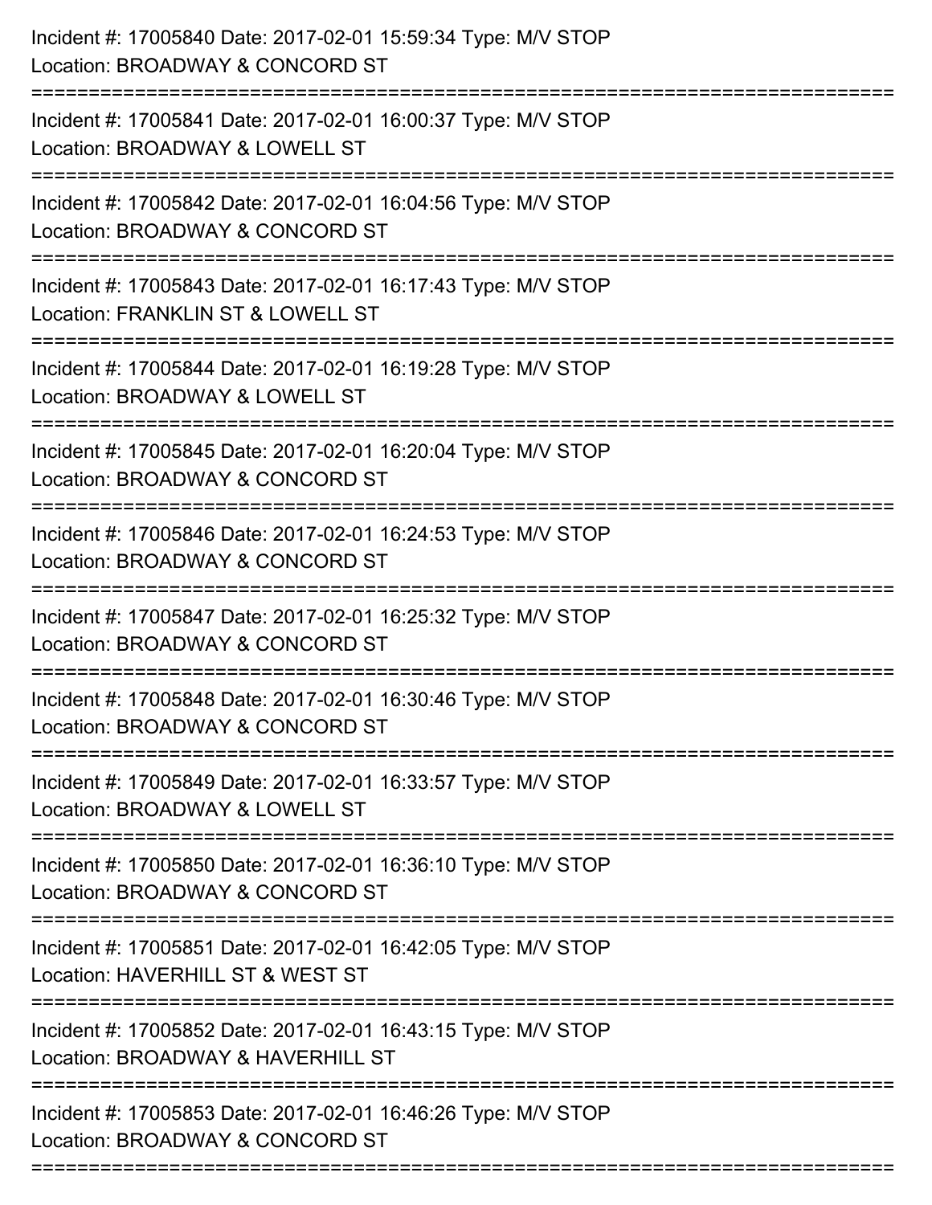Incident #: 17005840 Date: 2017-02-01 15:59:34 Type: M/V STOP
Location: BROADWAY & CONCORD ST

===========================================================================

Incident #: 17005841 Date: 2017-02-01 16:00:37 Type: M/V STOP
Location: BROADWAY & LOWELL ST

===========================================================================

Incident #: 17005842 Date: 2017-02-01 16:04:56 Type: M/V STOP
Location: BROADWAY & CONCORD ST

===========================================================================

Incident #: 17005843 Date: 2017-02-01 16:17:43 Type: M/V STOP
Location: FRANKLIN ST & LOWELL ST

===========================================================================

Incident #: 17005844 Date: 2017-02-01 16:19:28 Type: M/V STOP
Location: BROADWAY & LOWELL ST

===========================================================================

Incident #: 17005845 Date: 2017-02-01 16:20:04 Type: M/V STOP
Location: BROADWAY & CONCORD ST

===========================================================================

Incident #: 17005846 Date: 2017-02-01 16:24:53 Type: M/V STOP
Location: BROADWAY & CONCORD ST

===========================================================================

Incident #: 17005847 Date: 2017-02-01 16:25:32 Type: M/V STOP
Location: BROADWAY & CONCORD ST

===========================================================================

Incident #: 17005848 Date: 2017-02-01 16:30:46 Type: M/V STOP
Location: BROADWAY & CONCORD ST

===========================================================================

Incident #: 17005849 Date: 2017-02-01 16:33:57 Type: M/V STOP
Location: BROADWAY & LOWELL ST

===========================================================================

Incident #: 17005850 Date: 2017-02-01 16:36:10 Type: M/V STOP
Location: BROADWAY & CONCORD ST

===========================================================================

Incident #: 17005851 Date: 2017-02-01 16:42:05 Type: M/V STOP
Location: HAVERHILL ST & WEST ST

===========================================================================

Incident #: 17005852 Date: 2017-02-01 16:43:15 Type: M/V STOP
Location: BROADWAY & HAVERHILL ST

===========================================================================

Incident #: 17005853 Date: 2017-02-01 16:46:26 Type: M/V STOP
Location: BROADWAY & CONCORD ST

===========================================================================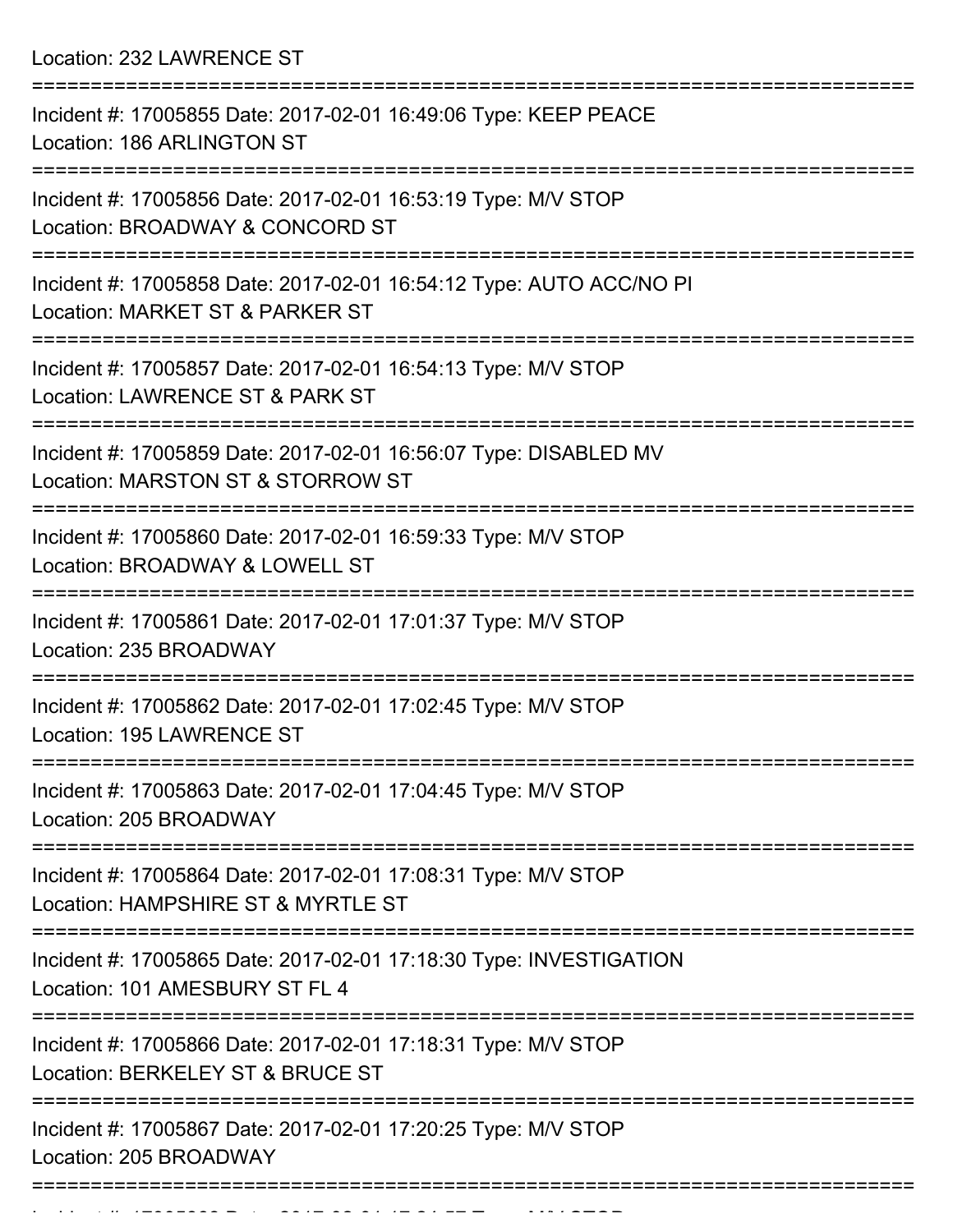Location: 232 LAWRENCE ST

===========================================================================

Incident #: 17005855 Date: 2017-02-01 16:49:06 Type: KEEP PEACE
Location: 186 ARLINGTON ST

===========================================================================

Incident #: 17005856 Date: 2017-02-01 16:53:19 Type: M/V STOP
Location: BROADWAY & CONCORD ST

===========================================================================

Incident #: 17005858 Date: 2017-02-01 16:54:12 Type: AUTO ACC/NO PI
Location: MARKET ST & PARKER ST

===========================================================================

Incident #: 17005857 Date: 2017-02-01 16:54:13 Type: M/V STOP
Location: LAWRENCE ST & PARK ST

===========================================================================

Incident #: 17005859 Date: 2017-02-01 16:56:07 Type: DISABLED MV
Location: MARSTON ST & STORROW ST

===========================================================================

Incident #: 17005860 Date: 2017-02-01 16:59:33 Type: M/V STOP
Location: BROADWAY & LOWELL ST

===========================================================================

Incident #: 17005861 Date: 2017-02-01 17:01:37 Type: M/V STOP
Location: 235 BROADWAY

===========================================================================

Incident #: 17005862 Date: 2017-02-01 17:02:45 Type: M/V STOP
Location: 195 LAWRENCE ST

===========================================================================

Incident #: 17005863 Date: 2017-02-01 17:04:45 Type: M/V STOP
Location: 205 BROADWAY

===========================================================================

Incident #: 17005864 Date: 2017-02-01 17:08:31 Type: M/V STOP
Location: HAMPSHIRE ST & MYRTLE ST

===========================================================================

Incident #: 17005865 Date: 2017-02-01 17:18:30 Type: INVESTIGATION
Location: 101 AMESBURY ST FL 4

===========================================================================

Incident #: 17005866 Date: 2017-02-01 17:18:31 Type: M/V STOP
Location: BERKELEY ST & BRUCE ST

===========================================================================

Incident #: 17005867 Date: 2017-02-01 17:20:25 Type: M/V STOP
Location: 205 BROADWAY

===========================================================================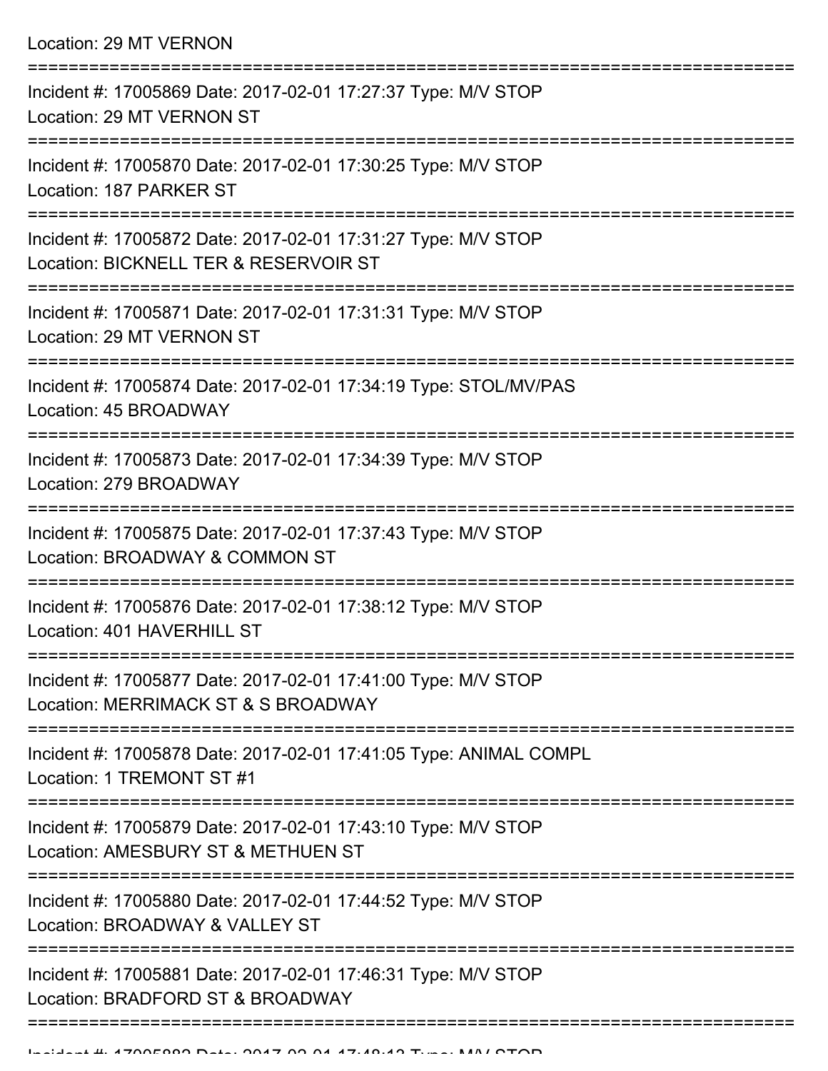Location: 29 MT VERNON

===========================================================================

Incident #: 17005869 Date: 2017-02-01 17:27:37 Type: M/V STOP
Location: 29 MT VERNON ST

===========================================================================

Incident #: 17005870 Date: 2017-02-01 17:30:25 Type: M/V STOP
Location: 187 PARKER ST

===========================================================================

Incident #: 17005872 Date: 2017-02-01 17:31:27 Type: M/V STOP
Location: BICKNELL TER & RESERVOIR ST

===========================================================================

Incident #: 17005871 Date: 2017-02-01 17:31:31 Type: M/V STOP
Location: 29 MT VERNON ST

===========================================================================

Incident #: 17005874 Date: 2017-02-01 17:34:19 Type: STOL/MV/PAS
Location: 45 BROADWAY

===========================================================================

Incident #: 17005873 Date: 2017-02-01 17:34:39 Type: M/V STOP
Location: 279 BROADWAY

===========================================================================

Incident #: 17005875 Date: 2017-02-01 17:37:43 Type: M/V STOP
Location: BROADWAY & COMMON ST

===========================================================================

Incident #: 17005876 Date: 2017-02-01 17:38:12 Type: M/V STOP
Location: 401 HAVERHILL ST

===========================================================================

Incident #: 17005877 Date: 2017-02-01 17:41:00 Type: M/V STOP
Location: MERRIMACK ST & S BROADWAY

===========================================================================

Incident #: 17005878 Date: 2017-02-01 17:41:05 Type: ANIMAL COMPL
Location: 1 TREMONT ST #1

===========================================================================

Incident #: 17005879 Date: 2017-02-01 17:43:10 Type: M/V STOP
Location: AMESBURY ST & METHUEN ST

===========================================================================

Incident #: 17005880 Date: 2017-02-01 17:44:52 Type: M/V STOP
Location: BROADWAY & VALLEY ST

===========================================================================

Incident #: 17005881 Date: 2017-02-01 17:46:31 Type: M/V STOP
Location: BRADFORD ST & BROADWAY

===========================================================================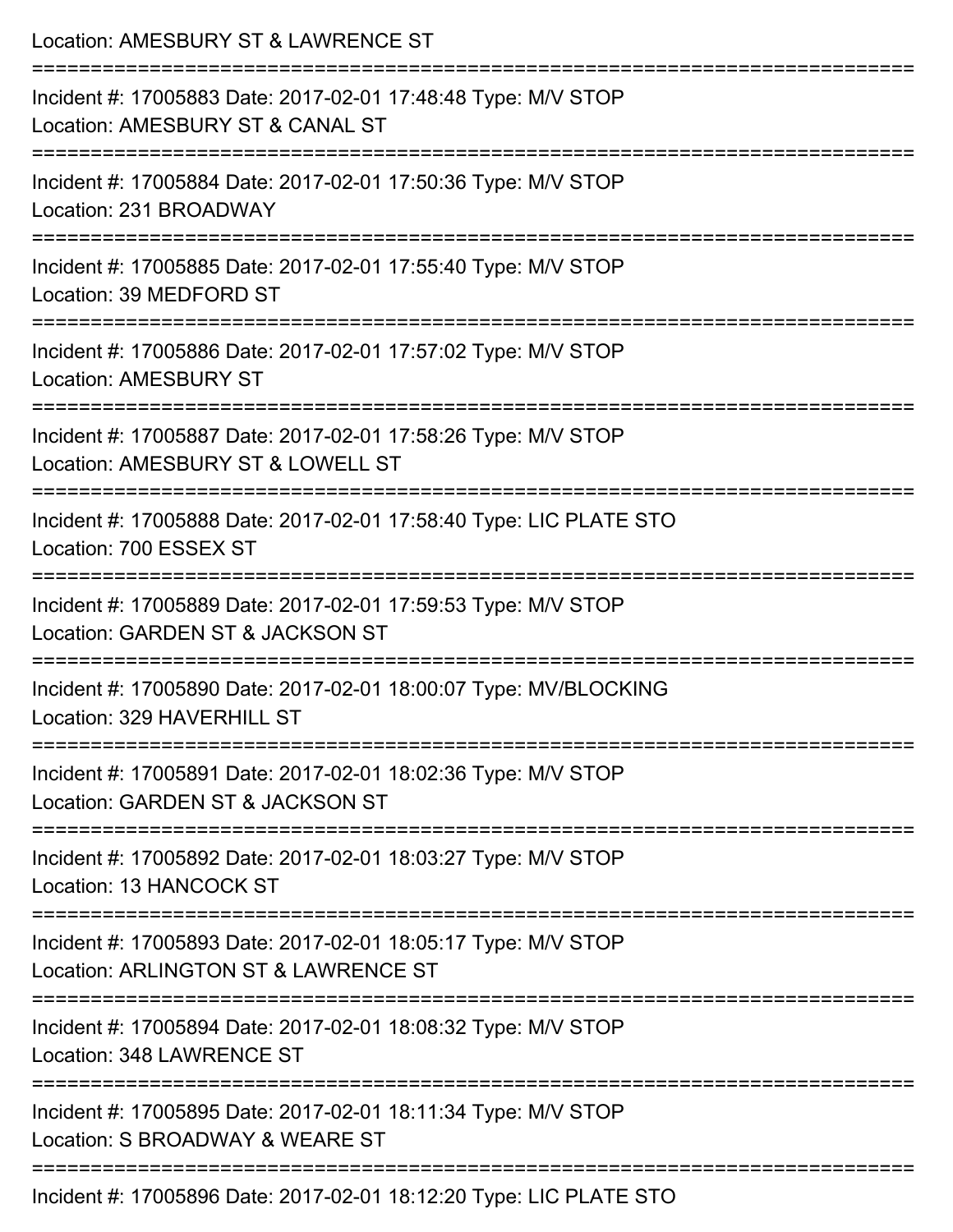Location: AMESBURY ST & LAWRENCE ST

===========================================================================

Incident #: 17005883 Date: 2017-02-01 17:48:48 Type: M/V STOP
Location: AMESBURY ST & CANAL ST

===========================================================================

Incident #: 17005884 Date: 2017-02-01 17:50:36 Type: M/V STOP
Location: 231 BROADWAY

===========================================================================

Incident #: 17005885 Date: 2017-02-01 17:55:40 Type: M/V STOP
Location: 39 MEDFORD ST

===========================================================================

Incident #: 17005886 Date: 2017-02-01 17:57:02 Type: M/V STOP
Location: AMESBURY ST

===========================================================================

Incident #: 17005887 Date: 2017-02-01 17:58:26 Type: M/V STOP
Location: AMESBURY ST & LOWELL ST

===========================================================================

Incident #: 17005888 Date: 2017-02-01 17:58:40 Type: LIC PLATE STO
Location: 700 ESSEX ST

===========================================================================

Incident #: 17005889 Date: 2017-02-01 17:59:53 Type: M/V STOP
Location: GARDEN ST & JACKSON ST

===========================================================================

Incident #: 17005890 Date: 2017-02-01 18:00:07 Type: MV/BLOCKING
Location: 329 HAVERHILL ST

===========================================================================

Incident #: 17005891 Date: 2017-02-01 18:02:36 Type: M/V STOP
Location: GARDEN ST & JACKSON ST

===========================================================================

Incident #: 17005892 Date: 2017-02-01 18:03:27 Type: M/V STOP
Location: 13 HANCOCK ST

===========================================================================

Incident #: 17005893 Date: 2017-02-01 18:05:17 Type: M/V STOP
Location: ARLINGTON ST & LAWRENCE ST

===========================================================================

Incident #: 17005894 Date: 2017-02-01 18:08:32 Type: M/V STOP
Location: 348 LAWRENCE ST

===========================================================================

Incident #: 17005895 Date: 2017-02-01 18:11:34 Type: M/V STOP
Location: S BROADWAY & WEARE ST

===========================================================================

Incident #: 17005896 Date: 2017-02-01 18:12:20 Type: LIC PLATE STO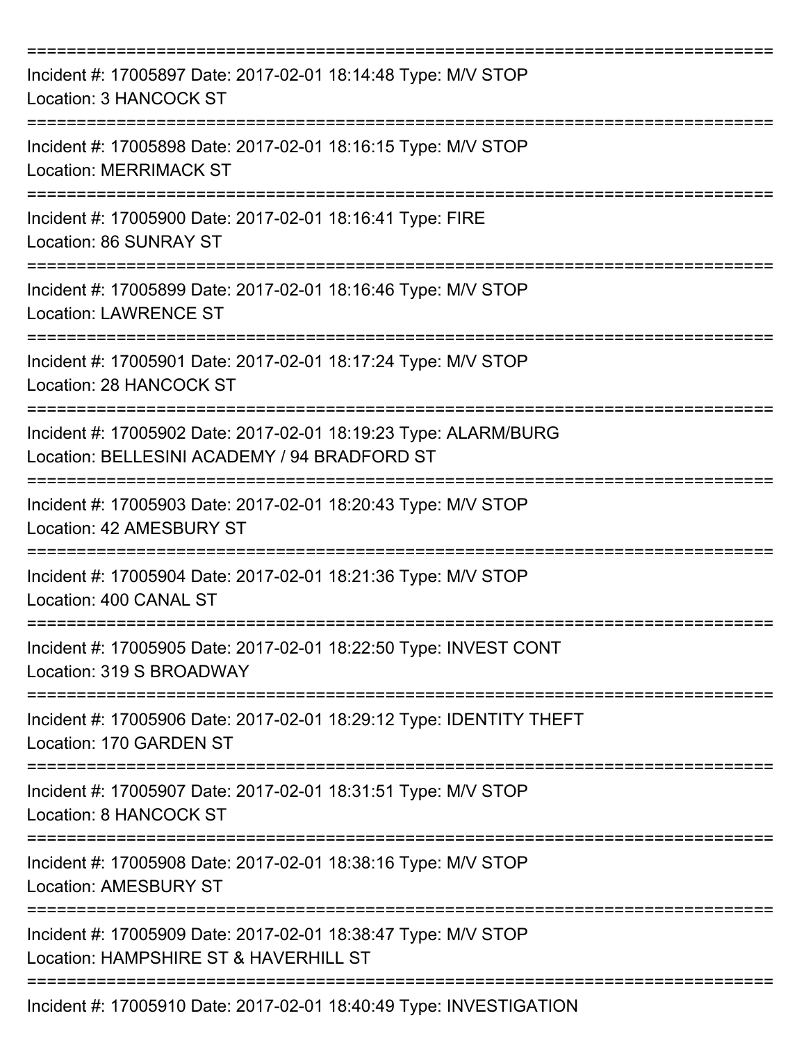===========================================================================

Incident #: 17005897 Date: 2017-02-01 18:14:48 Type: M/V STOP
Location: 3 HANCOCK ST

===========================================================================

Incident #: 17005898 Date: 2017-02-01 18:16:15 Type: M/V STOP
Location: MERRIMACK ST

===========================================================================

Incident #: 17005900 Date: 2017-02-01 18:16:41 Type: FIRE
Location: 86 SUNRAY ST

===========================================================================

Incident #: 17005899 Date: 2017-02-01 18:16:46 Type: M/V STOP
Location: LAWRENCE ST

===========================================================================

Incident #: 17005901 Date: 2017-02-01 18:17:24 Type: M/V STOP
Location: 28 HANCOCK ST

===========================================================================

Incident #: 17005902 Date: 2017-02-01 18:19:23 Type: ALARM/BURG
Location: BELLESINI ACADEMY / 94 BRADFORD ST

===========================================================================

Incident #: 17005903 Date: 2017-02-01 18:20:43 Type: M/V STOP
Location: 42 AMESBURY ST

===========================================================================

Incident #: 17005904 Date: 2017-02-01 18:21:36 Type: M/V STOP
Location: 400 CANAL ST

===========================================================================

Incident #: 17005905 Date: 2017-02-01 18:22:50 Type: INVEST CONT
Location: 319 S BROADWAY

===========================================================================

Incident #: 17005906 Date: 2017-02-01 18:29:12 Type: IDENTITY THEFT
Location: 170 GARDEN ST

===========================================================================

Incident #: 17005907 Date: 2017-02-01 18:31:51 Type: M/V STOP
Location: 8 HANCOCK ST

===========================================================================

Incident #: 17005908 Date: 2017-02-01 18:38:16 Type: M/V STOP
Location: AMESBURY ST

===========================================================================

Incident #: 17005909 Date: 2017-02-01 18:38:47 Type: M/V STOP
Location: HAMPSHIRE ST & HAVERHILL ST

===========================================================================

Incident #: 17005910 Date: 2017-02-01 18:40:49 Type: INVESTIGATION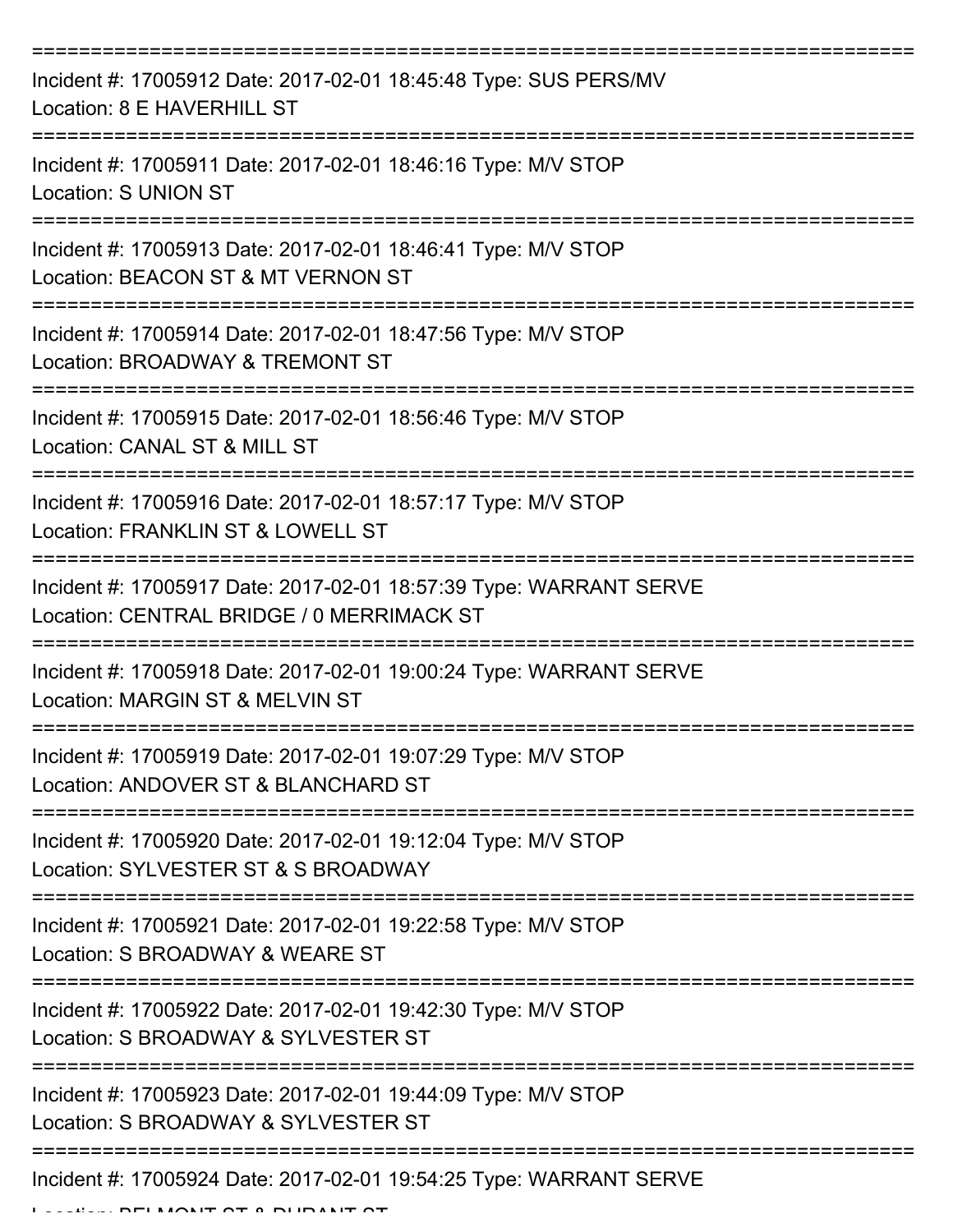===========================================================================

Incident #: 17005912 Date: 2017-02-01 18:45:48 Type: SUS PERS/MV
Location: 8 E HAVERHILL ST

===========================================================================

Incident #: 17005911 Date: 2017-02-01 18:46:16 Type: M/V STOP
Location: S UNION ST

===========================================================================

Incident #: 17005913 Date: 2017-02-01 18:46:41 Type: M/V STOP
Location: BEACON ST & MT VERNON ST

===========================================================================

Incident #: 17005914 Date: 2017-02-01 18:47:56 Type: M/V STOP
Location: BROADWAY & TREMONT ST

===========================================================================

Incident #: 17005915 Date: 2017-02-01 18:56:46 Type: M/V STOP
Location: CANAL ST & MILL ST

===========================================================================

Incident #: 17005916 Date: 2017-02-01 18:57:17 Type: M/V STOP
Location: FRANKLIN ST & LOWELL ST

===========================================================================

Incident #: 17005917 Date: 2017-02-01 18:57:39 Type: WARRANT SERVE
Location: CENTRAL BRIDGE / 0 MERRIMACK ST

===========================================================================

Incident #: 17005918 Date: 2017-02-01 19:00:24 Type: WARRANT SERVE
Location: MARGIN ST & MELVIN ST

===========================================================================

Incident #: 17005919 Date: 2017-02-01 19:07:29 Type: M/V STOP
Location: ANDOVER ST & BLANCHARD ST

===========================================================================

Incident #: 17005920 Date: 2017-02-01 19:12:04 Type: M/V STOP
Location: SYLVESTER ST & S BROADWAY

===========================================================================

Incident #: 17005921 Date: 2017-02-01 19:22:58 Type: M/V STOP
Location: S BROADWAY & WEARE ST

===========================================================================

Incident #: 17005922 Date: 2017-02-01 19:42:30 Type: M/V STOP
Location: S BROADWAY & SYLVESTER ST

===========================================================================

Incident #: 17005923 Date: 2017-02-01 19:44:09 Type: M/V STOP
Location: S BROADWAY & SYLVESTER ST

===========================================================================

Incident #: 17005924 Date: 2017-02-01 19:54:25 Type: WARRANT SERVE
Location: BELMONT ST & DURANT ST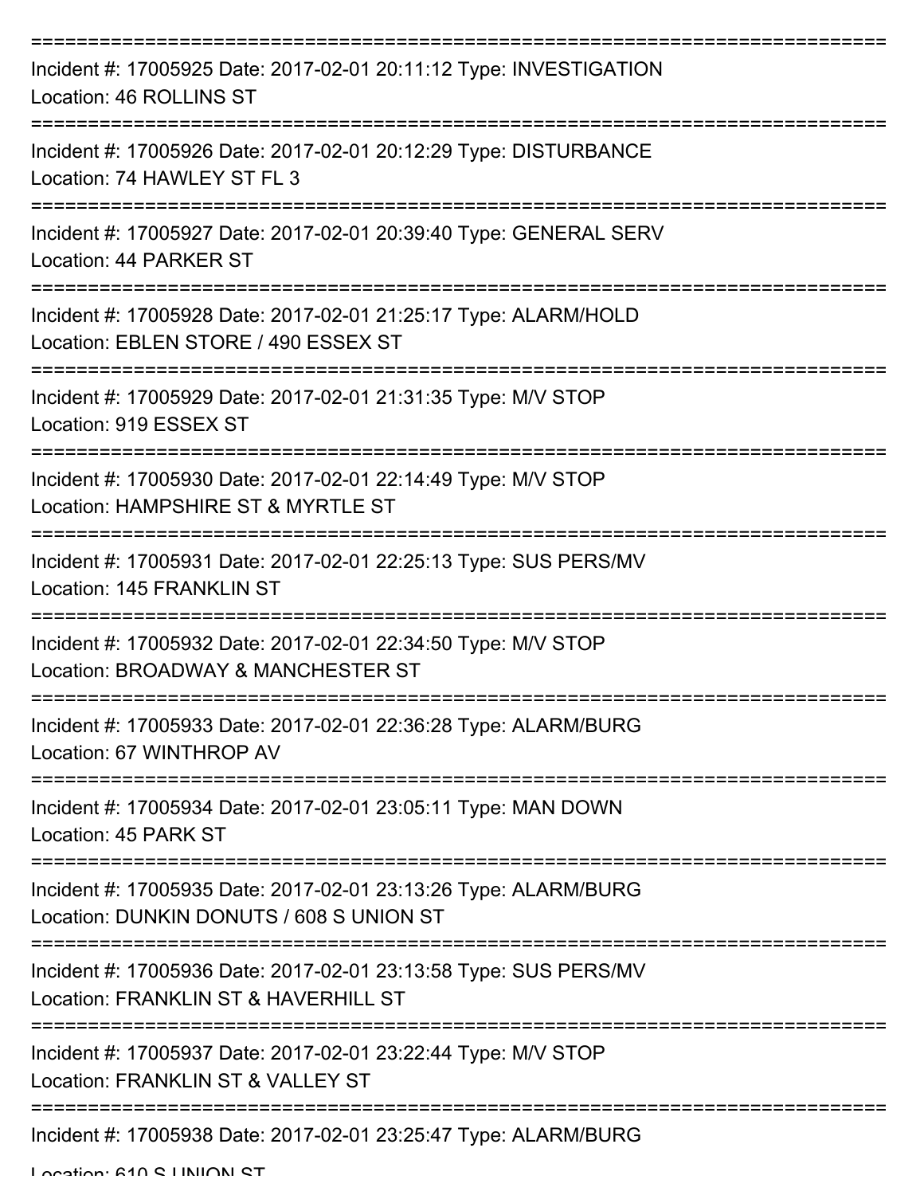===========================================================================

Incident #: 17005925 Date: 2017-02-01 20:11:12 Type: INVESTIGATION
Location: 46 ROLLINS ST

===========================================================================

Incident #: 17005926 Date: 2017-02-01 20:12:29 Type: DISTURBANCE
Location: 74 HAWLEY ST FL 3

===========================================================================

Incident #: 17005927 Date: 2017-02-01 20:39:40 Type: GENERAL SERV
Location: 44 PARKER ST

===========================================================================

Incident #: 17005928 Date: 2017-02-01 21:25:17 Type: ALARM/HOLD
Location: EBLEN STORE / 490 ESSEX ST

===========================================================================

Incident #: 17005929 Date: 2017-02-01 21:31:35 Type: M/V STOP
Location: 919 ESSEX ST

===========================================================================

Incident #: 17005930 Date: 2017-02-01 22:14:49 Type: M/V STOP
Location: HAMPSHIRE ST & MYRTLE ST

===========================================================================

Incident #: 17005931 Date: 2017-02-01 22:25:13 Type: SUS PERS/MV
Location: 145 FRANKLIN ST

===========================================================================

Incident #: 17005932 Date: 2017-02-01 22:34:50 Type: M/V STOP
Location: BROADWAY & MANCHESTER ST

===========================================================================

Incident #: 17005933 Date: 2017-02-01 22:36:28 Type: ALARM/BURG
Location: 67 WINTHROP AV

===========================================================================

Incident #: 17005934 Date: 2017-02-01 23:05:11 Type: MAN DOWN
Location: 45 PARK ST

===========================================================================

Incident #: 17005935 Date: 2017-02-01 23:13:26 Type: ALARM/BURG
Location: DUNKIN DONUTS / 608 S UNION ST

===========================================================================

Incident #: 17005936 Date: 2017-02-01 23:13:58 Type: SUS PERS/MV
Location: FRANKLIN ST & HAVERHILL ST

===========================================================================

Incident #: 17005937 Date: 2017-02-01 23:22:44 Type: M/V STOP
Location: FRANKLIN ST & VALLEY ST

===========================================================================

Incident #: 17005938 Date: 2017-02-01 23:25:47 Type: ALARM/BURG
Location: 610 S UNION ST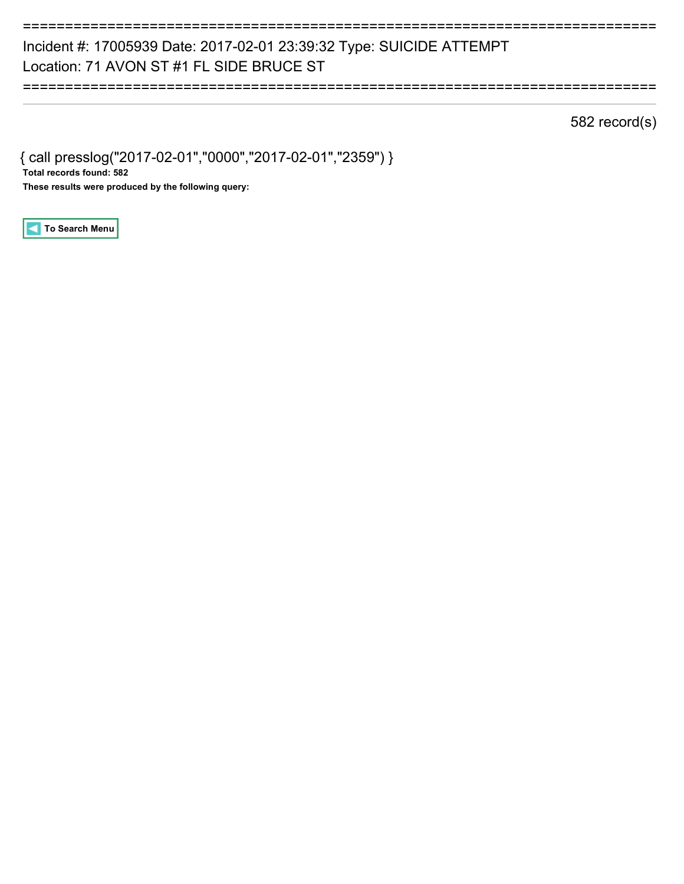================================================================================
Incident #: 17005939 Date: 2017-02-01 23:39:32 Type: SUICIDE ATTEMPT
Location: 71 AVON ST #1 FL SIDE BRUCE ST
================================================================================

---

582 record(s)

{ call presslog("2017-02-01","0000","2017-02-01","2359") }

**Total records found: 582**

**These results were produced by the following query:**

**To Search Menu**